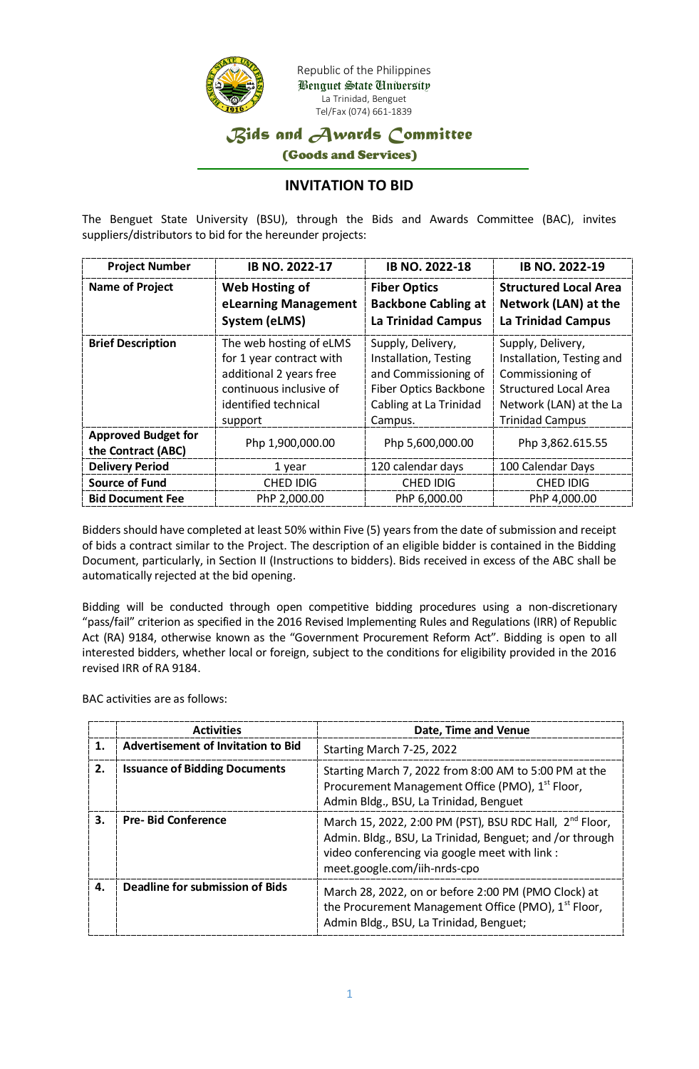Republic of the Philippines
Benguet State University
La Trinidad, Benguet
Tel/Fax (074) 661-1839

# Bids and Awards Committee
**(Goods and Services)**

## INVITATION TO BID

The Benguet State University (BSU), through the Bids and Awards Committee (BAC), invites suppliers/distributors to bid for the hereunder projects:

| Project Number | IB NO. 2022-17 | IB NO. 2022-18 | IB NO. 2022-19 |
|---|---|---|---|
| **Name of Project** | **Web Hosting of eLearning Management System (eLMS)** | **Fiber Optics Backbone Cabling at La Trinidad Campus** | **Structured Local Area Network (LAN) at the La Trinidad Campus** |
| **Brief Description** | The web hosting of eLMS for 1 year contract with additional 2 years free continuous inclusive of identified technical support | Supply, Delivery, Installation, Testing and Commissioning of Fiber Optics Backbone Cabling at La Trinidad Campus. | Supply, Delivery, Installation, Testing and Commissioning of Structured Local Area Network (LAN) at the La Trinidad Campus |
| **Approved Budget for the Contract (ABC)** | Php 1,900,000.00 | Php 5,600,000.00 | Php 3,862.615.55 |
| **Delivery Period** | 1 year | 120 calendar days | 100 Calendar Days |
| **Source of Fund** | CHED IDIG | CHED IDIG | CHED IDIG |
| **Bid Document Fee** | PhP 2,000.00 | PhP 6,000.00 | PhP 4,000.00 |

Bidders should have completed at least 50% within Five (5) years from the date of submission and receipt of bids a contract similar to the Project. The description of an eligible bidder is contained in the Bidding Document, particularly, in Section II (Instructions to bidders). Bids received in excess of the ABC shall be automatically rejected at the bid opening.

Bidding will be conducted through open competitive bidding procedures using a non-discretionary "pass/fail" criterion as specified in the 2016 Revised Implementing Rules and Regulations (IRR) of Republic Act (RA) 9184, otherwise known as the "Government Procurement Reform Act". Bidding is open to all interested bidders, whether local or foreign, subject to the conditions for eligibility provided in the 2016 revised IRR of RA 9184.

BAC activities are as follows:

| | Activities | Date, Time and Venue |
|---|---|---|
| **1.** | **Advertisement of Invitation to Bid** | Starting March 7-25, 2022 |
| **2.** | **Issuance of Bidding Documents** | Starting March 7, 2022 from 8:00 AM to 5:00 PM at the Procurement Management Office (PMO), 1st Floor, Admin Bldg., BSU, La Trinidad, Benguet |
| **3.** | **Pre- Bid Conference** | March 15, 2022, 2:00 PM (PST), BSU RDC Hall, 2nd Floor, Admin. Bldg., BSU, La Trinidad, Benguet; and /or through video conferencing via google meet with link : meet.google.com/iih-nrds-cpo |
| **4.** | **Deadline for submission of Bids** | March 28, 2022, on or before 2:00 PM (PMO Clock) at the Procurement Management Office (PMO), 1st Floor, Admin Bldg., BSU, La Trinidad, Benguet; |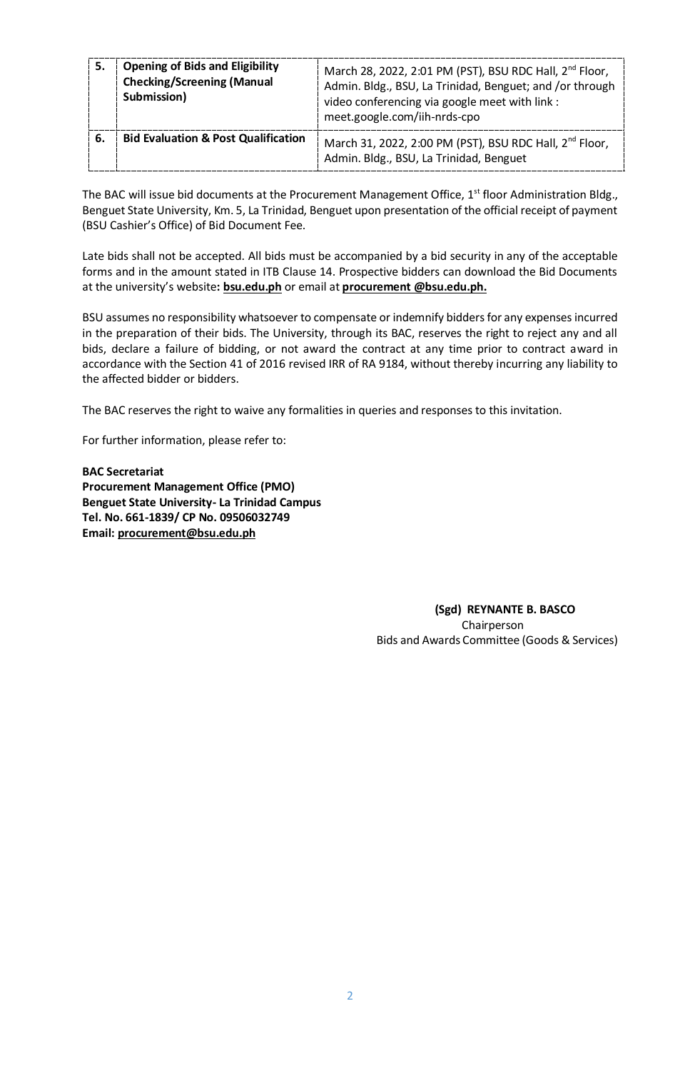| | | |
|---|---|---|
| **5.** | **Opening of Bids and Eligibility Checking/Screening (Manual Submission)** | March 28, 2022, 2:01 PM (PST), BSU RDC Hall, 2nd Floor, Admin. Bldg., BSU, La Trinidad, Benguet; and /or through video conferencing via google meet with link : meet.google.com/iih-nrds-cpo |
| **6.** | **Bid Evaluation & Post Qualification** | March 31, 2022, 2:00 PM (PST), BSU RDC Hall, 2nd Floor, Admin. Bldg., BSU, La Trinidad, Benguet |

The BAC will issue bid documents at the Procurement Management Office, 1st floor Administration Bldg., Benguet State University, Km. 5, La Trinidad, Benguet upon presentation of the official receipt of payment (BSU Cashier's Office) of Bid Document Fee.

Late bids shall not be accepted. All bids must be accompanied by a bid security in any of the acceptable forms and in the amount stated in ITB Clause 14. Prospective bidders can download the Bid Documents at the university's website**: bsu.edu.ph** or email at **procurement @bsu.edu.ph.**

BSU assumes no responsibility whatsoever to compensate or indemnify bidders for any expenses incurred in the preparation of their bids. The University, through its BAC, reserves the right to reject any and all bids, declare a failure of bidding, or not award the contract at any time prior to contract award in accordance with the Section 41 of 2016 revised IRR of RA 9184, without thereby incurring any liability to the affected bidder or bidders.

The BAC reserves the right to waive any formalities in queries and responses to this invitation.

For further information, please refer to:

**BAC Secretariat**
**Procurement Management Office (PMO)**
**Benguet State University- La Trinidad Campus**
**Tel. No. 661-1839/ CP No. 09506032749**
**Email: procurement@bsu.edu.ph**

**(Sgd) REYNANTE B. BASCO**
Chairperson
Bids and Awards Committee (Goods & Services)